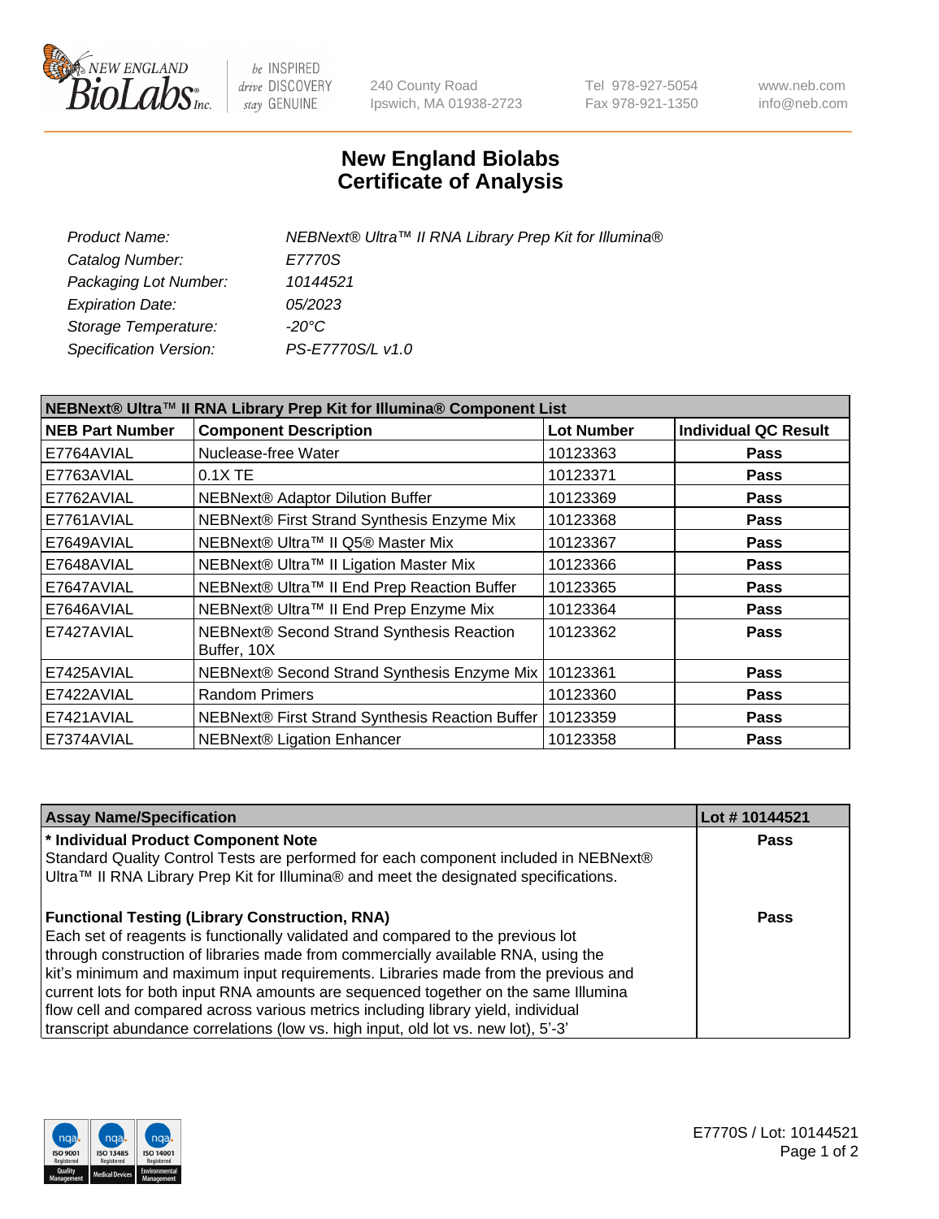# New England Biolabs
## Certificate of Analysis

| | |
|---|---|
| *Product Name:* | *NEBNext® Ultra™ II RNA Library Prep Kit for Illumina®* |
| *Catalog Number:* | *E7770S* |
| *Packaging Lot Number:* | *10144521* |
| *Expiration Date:* | *05/2023* |
| *Storage Temperature:* | *-20°C* |
| *Specification Version:* | *PS-E7770S/L v1.0* |

| NEBNext® Ultra™ II RNA Library Prep Kit for Illumina® Component List | | | |
|---|---|---|---|
| **NEB Part Number** | **Component Description** | **Lot Number** | **Individual QC Result** |
| E7764AVIAL | Nuclease-free Water | 10123363 | **Pass** |
| E7763AVIAL | 0.1X TE | 10123371 | **Pass** |
| E7762AVIAL | NEBNext® Adaptor Dilution Buffer | 10123369 | **Pass** |
| E7761AVIAL | NEBNext® First Strand Synthesis Enzyme Mix | 10123368 | **Pass** |
| E7649AVIAL | NEBNext® Ultra™ II Q5® Master Mix | 10123367 | **Pass** |
| E7648AVIAL | NEBNext® Ultra™ II Ligation Master Mix | 10123366 | **Pass** |
| E7647AVIAL | NEBNext® Ultra™ II End Prep Reaction Buffer | 10123365 | **Pass** |
| E7646AVIAL | NEBNext® Ultra™ II End Prep Enzyme Mix | 10123364 | **Pass** |
| E7427AVIAL | NEBNext® Second Strand Synthesis Reaction Buffer, 10X | 10123362 | **Pass** |
| E7425AVIAL | NEBNext® Second Strand Synthesis Enzyme Mix | 10123361 | **Pass** |
| E7422AVIAL | Random Primers | 10123360 | **Pass** |
| E7421AVIAL | NEBNext® First Strand Synthesis Reaction Buffer | 10123359 | **Pass** |
| E7374AVIAL | NEBNext® Ligation Enhancer | 10123358 | **Pass** |

| Assay Name/Specification | Lot # 10144521 |
|---|---|
| **\* Individual Product Component Note**<br>Standard Quality Control Tests are performed for each component included in NEBNext® Ultra™ II RNA Library Prep Kit for Illumina® and meet the designated specifications. | **Pass** |
| **Functional Testing (Library Construction, RNA)**<br>Each set of reagents is functionally validated and compared to the previous lot through construction of libraries made from commercially available RNA, using the kit's minimum and maximum input requirements. Libraries made from the previous and current lots for both input RNA amounts are sequenced together on the same Illumina flow cell and compared across various metrics including library yield, individual transcript abundance correlations (low vs. high input, old lot vs. new lot), 5'-3' | **Pass** |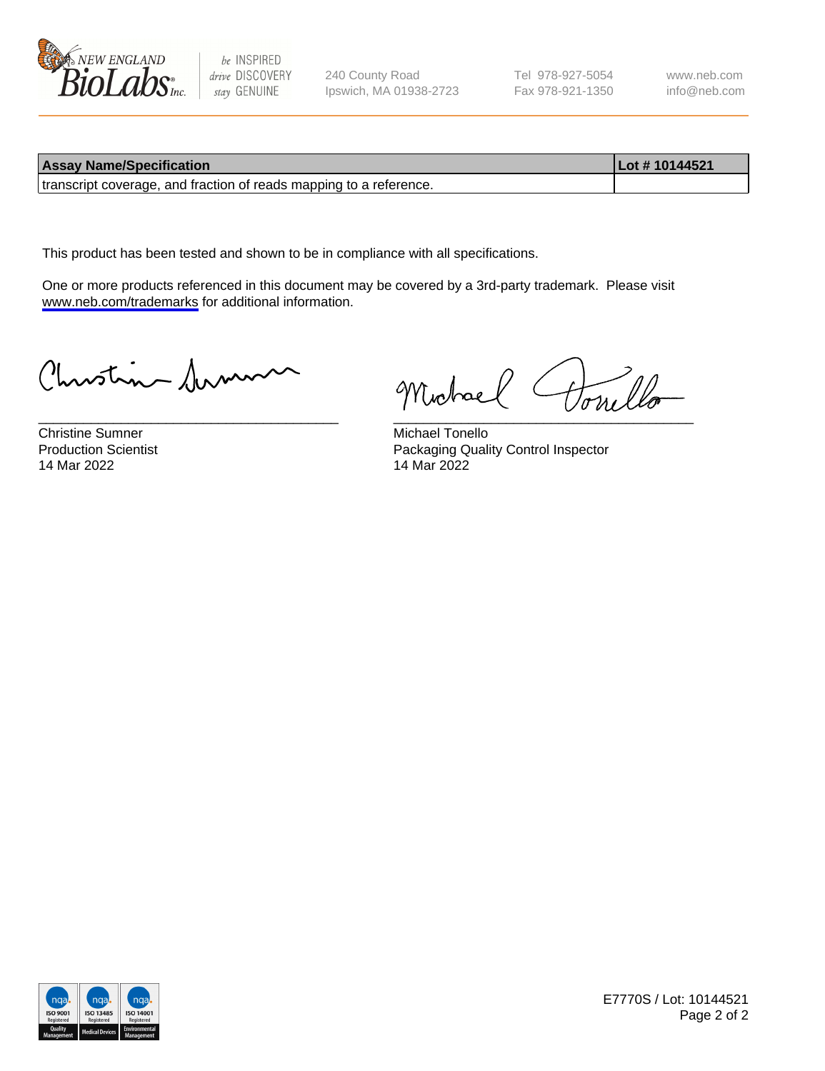| Assay Name/Specification | Lot # 10144521 |
| --- | --- |
| transcript coverage, and fraction of reads mapping to a reference. | |

This product has been tested and shown to be in compliance with all specifications.

One or more products referenced in this document may be covered by a 3rd-party trademark. Please visit www.neb.com/trademarks for additional information.

Christine Sumner
Production Scientist
14 Mar 2022

Michael Tonello
Packaging Quality Control Inspector
14 Mar 2022

E7770S / Lot: 10144521